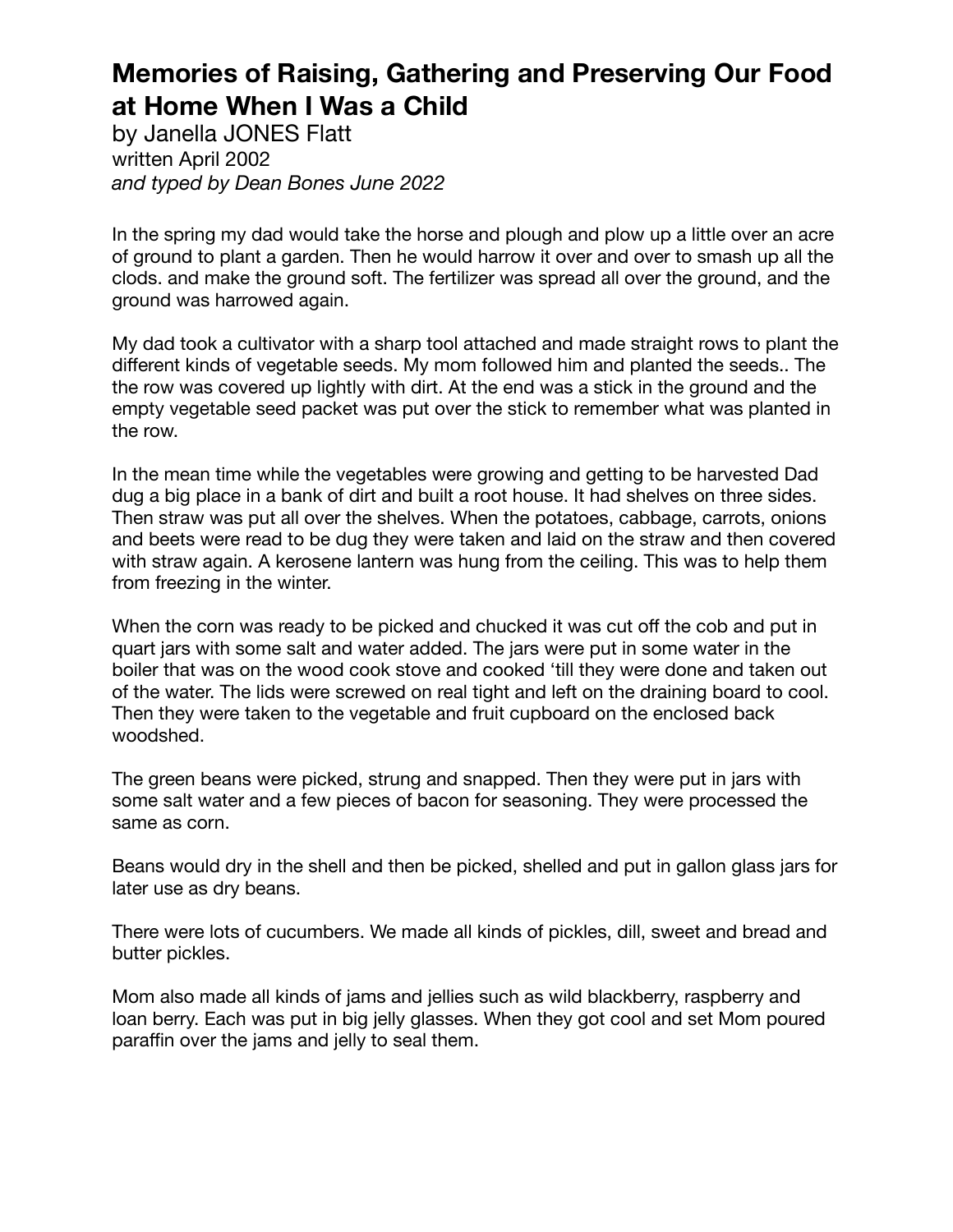# Memories of Raising, Gathering and Preserving Our Food at Home When I Was a Child

by Janella JONES Flatt
written April 2002
*and typed by Dean Bones June 2022*

In the spring my dad would take the horse and plough and plow up a little over an acre of ground to plant a garden. Then he would harrow it over and over to smash up all the clods. and make the ground soft. The fertilizer was spread all over the ground, and the ground was harrowed again.

My dad took a cultivator with a sharp tool attached and made straight rows to plant the different kinds of vegetable seeds. My mom followed him and planted the seeds.. The the row was covered up lightly with dirt. At the end was a stick in the ground and the empty vegetable seed packet was put over the stick to remember what was planted in the row.

In the mean time while the vegetables were growing and getting to be harvested Dad dug a big place in a bank of dirt and built a root house. It had shelves on three sides. Then straw was put all over the shelves. When the potatoes, cabbage, carrots, onions and beets were read to be dug they were taken and laid on the straw and then covered with straw again. A kerosene lantern was hung from the ceiling. This was to help them from freezing in the winter.

When the corn was ready to be picked and chucked it was cut off the cob and put in quart jars with some salt and water added. The jars were put in some water in the boiler that was on the wood cook stove and cooked 'till they were done and taken out of the water. The lids were screwed on real tight and left on the draining board to cool. Then they were taken to the vegetable and fruit cupboard on the enclosed back woodshed.

The green beans were picked, strung and snapped. Then they were put in jars with some salt water and a few pieces of bacon for seasoning. They were processed the same as corn.

Beans would dry in the shell and then be picked, shelled and put in gallon glass jars for later use as dry beans.

There were lots of cucumbers. We made all kinds of pickles, dill, sweet and bread and butter pickles.

Mom also made all kinds of jams and jellies such as wild blackberry, raspberry and loan berry. Each was put in big jelly glasses. When they got cool and set Mom poured paraffin over the jams and jelly to seal them.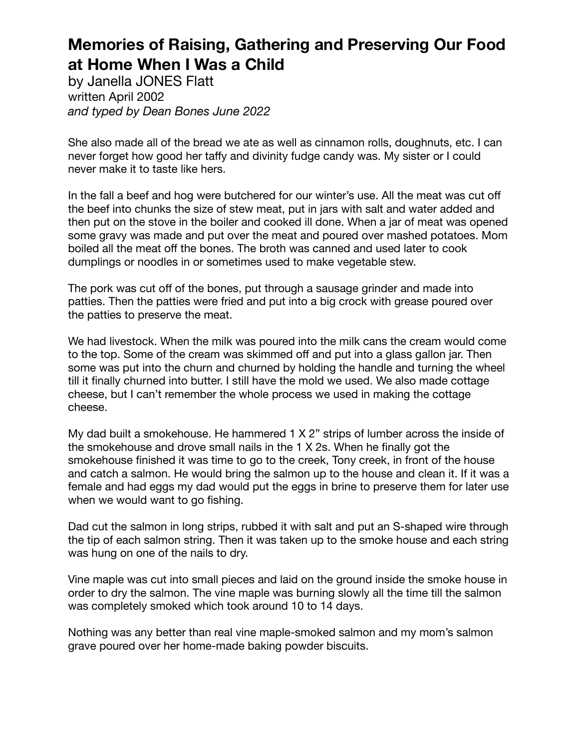# Memories of Raising, Gathering and Preserving Our Food at Home When I Was a Child

by Janella JONES Flatt
written April 2002
*and typed by Dean Bones June 2022*

She also made all of the bread we ate as well as cinnamon rolls, doughnuts, etc. I can never forget how good her taffy and divinity fudge candy was. My sister or I could never make it to taste like hers.

In the fall a beef and hog were butchered for our winter's use. All the meat was cut off the beef into chunks the size of stew meat, put in jars with salt and water added and then put on the stove in the boiler and cooked ill done. When a jar of meat was opened some gravy was made and put over the meat and poured over mashed potatoes. Mom boiled all the meat off the bones. The broth was canned and used later to cook dumplings or noodles in or sometimes used to make vegetable stew.

The pork was cut off of the bones, put through a sausage grinder and made into patties. Then the patties were fried and put into a big crock with grease poured over the patties to preserve the meat.

We had livestock. When the milk was poured into the milk cans the cream would come to the top. Some of the cream was skimmed off and put into a glass gallon jar. Then some was put into the churn and churned by holding the handle and turning the wheel till it finally churned into butter. I still have the mold we used. We also made cottage cheese, but I can't remember the whole process we used in making the cottage cheese.

My dad built a smokehouse. He hammered 1 X 2" strips of lumber across the inside of the smokehouse and drove small nails in the 1 X 2s. When he finally got the smokehouse finished it was time to go to the creek, Tony creek, in front of the house and catch a salmon. He would bring the salmon up to the house and clean it. If it was a female and had eggs my dad would put the eggs in brine to preserve them for later use when we would want to go fishing.

Dad cut the salmon in long strips, rubbed it with salt and put an S-shaped wire through the tip of each salmon string. Then it was taken up to the smoke house and each string was hung on one of the nails to dry.

Vine maple was cut into small pieces and laid on the ground inside the smoke house in order to dry the salmon. The vine maple was burning slowly all the time till the salmon was completely smoked which took around 10 to 14 days.

Nothing was any better than real vine maple-smoked salmon and my mom's salmon grave poured over her home-made baking powder biscuits.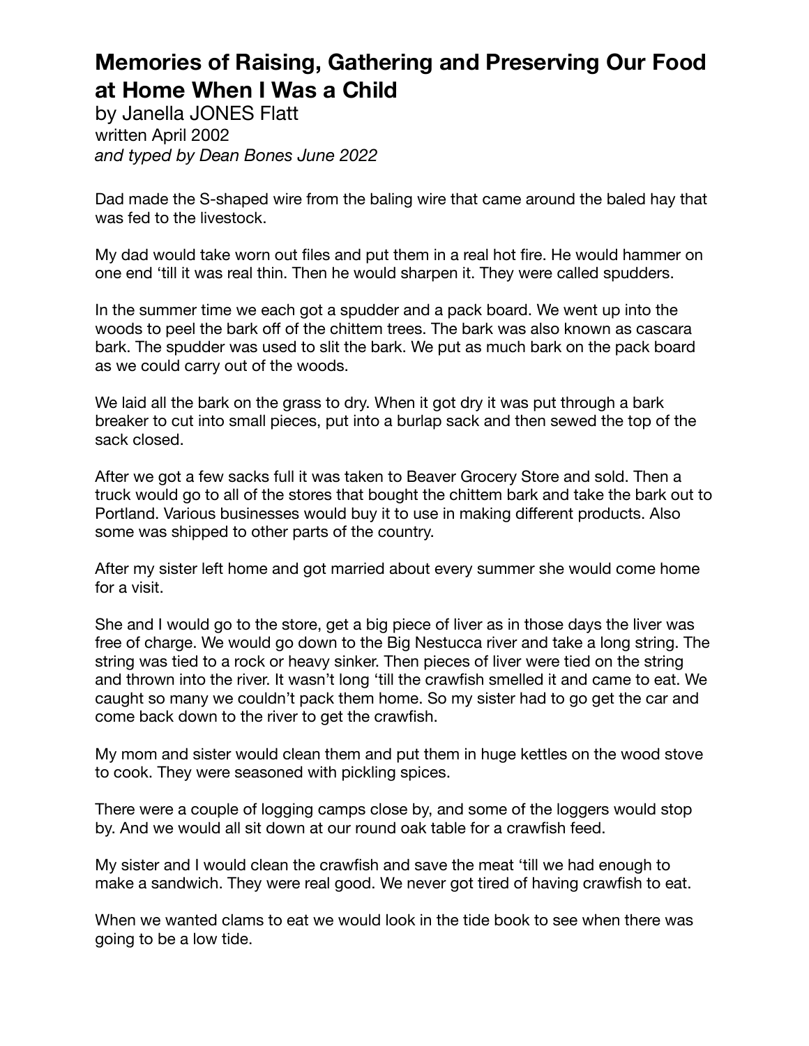# Memories of Raising, Gathering and Preserving Our Food at Home When I Was a Child

by Janella JONES Flatt
written April 2002
*and typed by Dean Bones June 2022*

Dad made the S-shaped wire from the baling wire that came around the baled hay that was fed to the livestock.

My dad would take worn out files and put them in a real hot fire. He would hammer on one end 'till it was real thin. Then he would sharpen it. They were called spudders.

In the summer time we each got a spudder and a pack board. We went up into the woods to peel the bark off of the chittem trees. The bark was also known as cascara bark. The spudder was used to slit the bark. We put as much bark on the pack board as we could carry out of the woods.

We laid all the bark on the grass to dry. When it got dry it was put through a bark breaker to cut into small pieces, put into a burlap sack and then sewed the top of the sack closed.

After we got a few sacks full it was taken to Beaver Grocery Store and sold. Then a truck would go to all of the stores that bought the chittem bark and take the bark out to Portland. Various businesses would buy it to use in making different products. Also some was shipped to other parts of the country.

After my sister left home and got married about every summer she would come home for a visit.

She and I would go to the store, get a big piece of liver as in those days the liver was free of charge. We would go down to the Big Nestucca river and take a long string. The string was tied to a rock or heavy sinker. Then pieces of liver were tied on the string and thrown into the river. It wasn't long 'till the crawfish smelled it and came to eat. We caught so many we couldn't pack them home. So my sister had to go get the car and come back down to the river to get the crawfish.

My mom and sister would clean them and put them in huge kettles on the wood stove to cook. They were seasoned with pickling spices.

There were a couple of logging camps close by, and some of the loggers would stop by. And we would all sit down at our round oak table for a crawfish feed.

My sister and I would clean the crawfish and save the meat 'till we had enough to make a sandwich. They were real good. We never got tired of having crawfish to eat.

When we wanted clams to eat we would look in the tide book to see when there was going to be a low tide.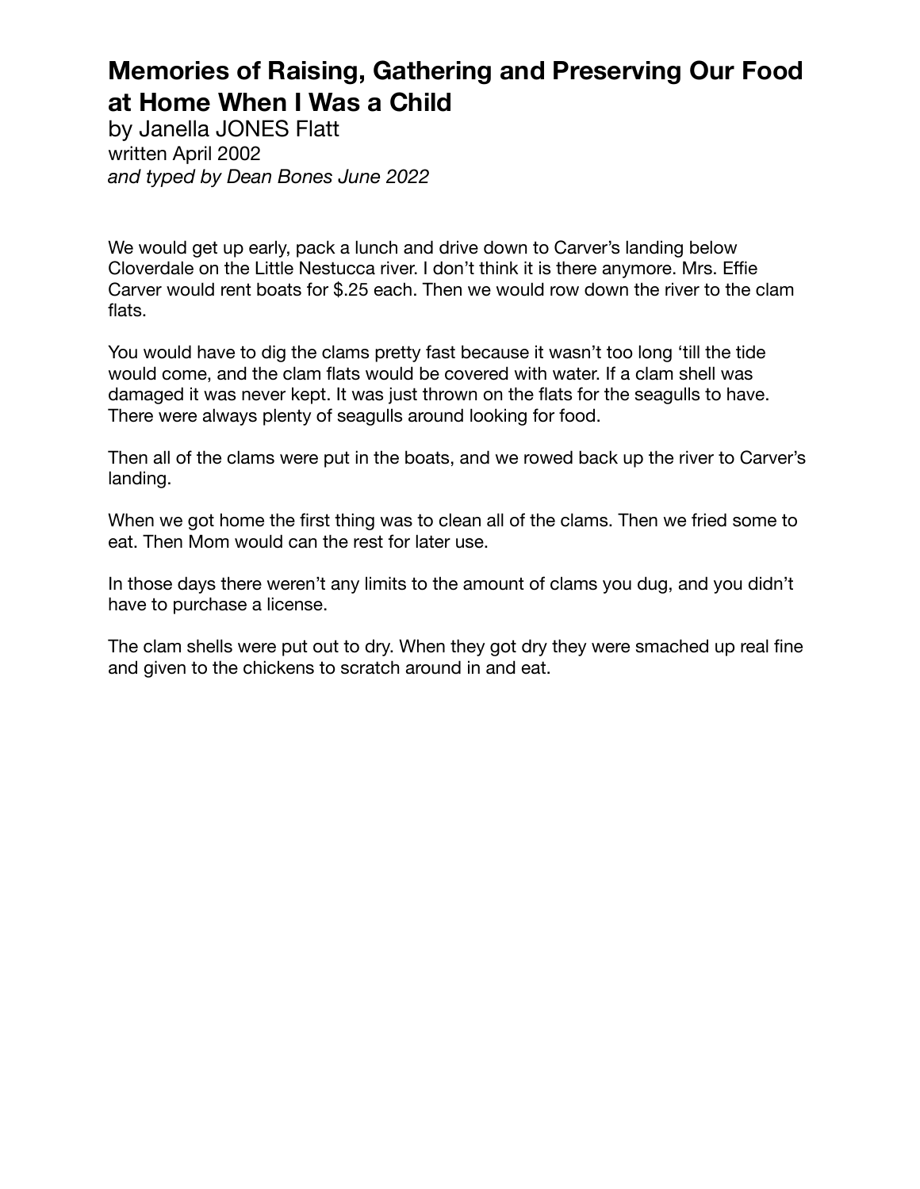# Memories of Raising, Gathering and Preserving Our Food at Home When I Was a Child

by Janella JONES Flatt
written April 2002
*and typed by Dean Bones June 2022*

We would get up early, pack a lunch and drive down to Carver's landing below Cloverdale on the Little Nestucca river. I don't think it is there anymore. Mrs. Effie Carver would rent boats for $.25 each. Then we would row down the river to the clam flats.

You would have to dig the clams pretty fast because it wasn't too long 'till the tide would come, and the clam flats would be covered with water. If a clam shell was damaged it was never kept. It was just thrown on the flats for the seagulls to have. There were always plenty of seagulls around looking for food.

Then all of the clams were put in the boats, and we rowed back up the river to Carver's landing.

When we got home the first thing was to clean all of the clams. Then we fried some to eat. Then Mom would can the rest for later use.

In those days there weren't any limits to the amount of clams you dug, and you didn't have to purchase a license.

The clam shells were put out to dry. When they got dry they were smached up real fine and given to the chickens to scratch around in and eat.